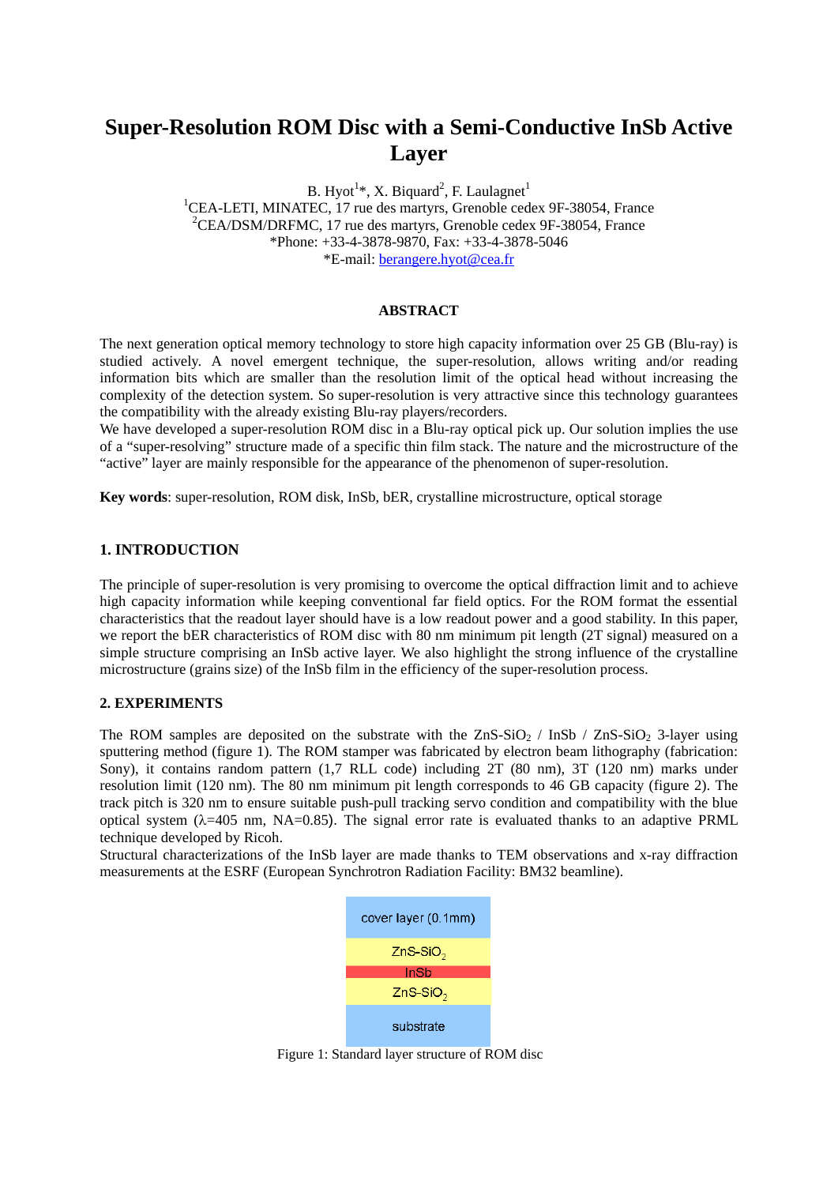# Super-Resolution ROM Disc with a Semi-Conductive InSb Active Layer

B. Hyot[1]*, X. Biquard[2], F. Laulagnet[1]

[1]CEA-LETI, MINATEC, 17 rue des martyrs, Grenoble cedex 9F-38054, France

[2]CEA/DSM/DRFMC, 17 rue des martyrs, Grenoble cedex 9F-38054, France

*Phone: +33-4-3878-9870, Fax: +33-4-3878-5046

*E-mail: berangere.hyot@cea.fr

## ABSTRACT

The next generation optical memory technology to store high capacity information over 25 GB (Blu-ray) is studied actively. A novel emergent technique, the super-resolution, allows writing and/or reading information bits which are smaller than the resolution limit of the optical head without increasing the complexity of the detection system. So super-resolution is very attractive since this technology guarantees the compatibility with the already existing Blu-ray players/recorders.

We have developed a super-resolution ROM disc in a Blu-ray optical pick up. Our solution implies the use of a "super-resolving" structure made of a specific thin film stack. The nature and the microstructure of the "active" layer are mainly responsible for the appearance of the phenomenon of super-resolution.

**Key words**: super-resolution, ROM disk, InSb, bER, crystalline microstructure, optical storage

## 1. INTRODUCTION

The principle of super-resolution is very promising to overcome the optical diffraction limit and to achieve high capacity information while keeping conventional far field optics. For the ROM format the essential characteristics that the readout layer should have is a low readout power and a good stability. In this paper, we report the bER characteristics of ROM disc with 80 nm minimum pit length (2T signal) measured on a simple structure comprising an InSb active layer. We also highlight the strong influence of the crystalline microstructure (grains size) of the InSb film in the efficiency of the super-resolution process.

## 2. EXPERIMENTS

The ROM samples are deposited on the substrate with the $ZnS\text{-}SiO_2$ / InSb / $ZnS\text{-}SiO_2$ 3-layer using sputtering method (figure 1). The ROM stamper was fabricated by electron beam lithography (fabrication: Sony), it contains random pattern (1,7 RLL code) including 2T (80 nm), 3T (120 nm) marks under resolution limit (120 nm). The 80 nm minimum pit length corresponds to 46 GB capacity (figure 2). The track pitch is 320 nm to ensure suitable push-pull tracking servo condition and compatibility with the blue optical system ($\lambda$=405 nm, NA=0.85). The signal error rate is evaluated thanks to an adaptive PRML technique developed by Ricoh.

Structural characterizations of the InSb layer are made thanks to TEM observations and x-ray diffraction measurements at the ESRF (European Synchrotron Radiation Facility: BM32 beamline).

| |
|---|
| cover layer (0.1mm) |
| $ZnS\text{-}SiO_2$ |
| InSb |
| $ZnS\text{-}SiO_2$ |
| substrate |

Figure 1: Standard layer structure of ROM disc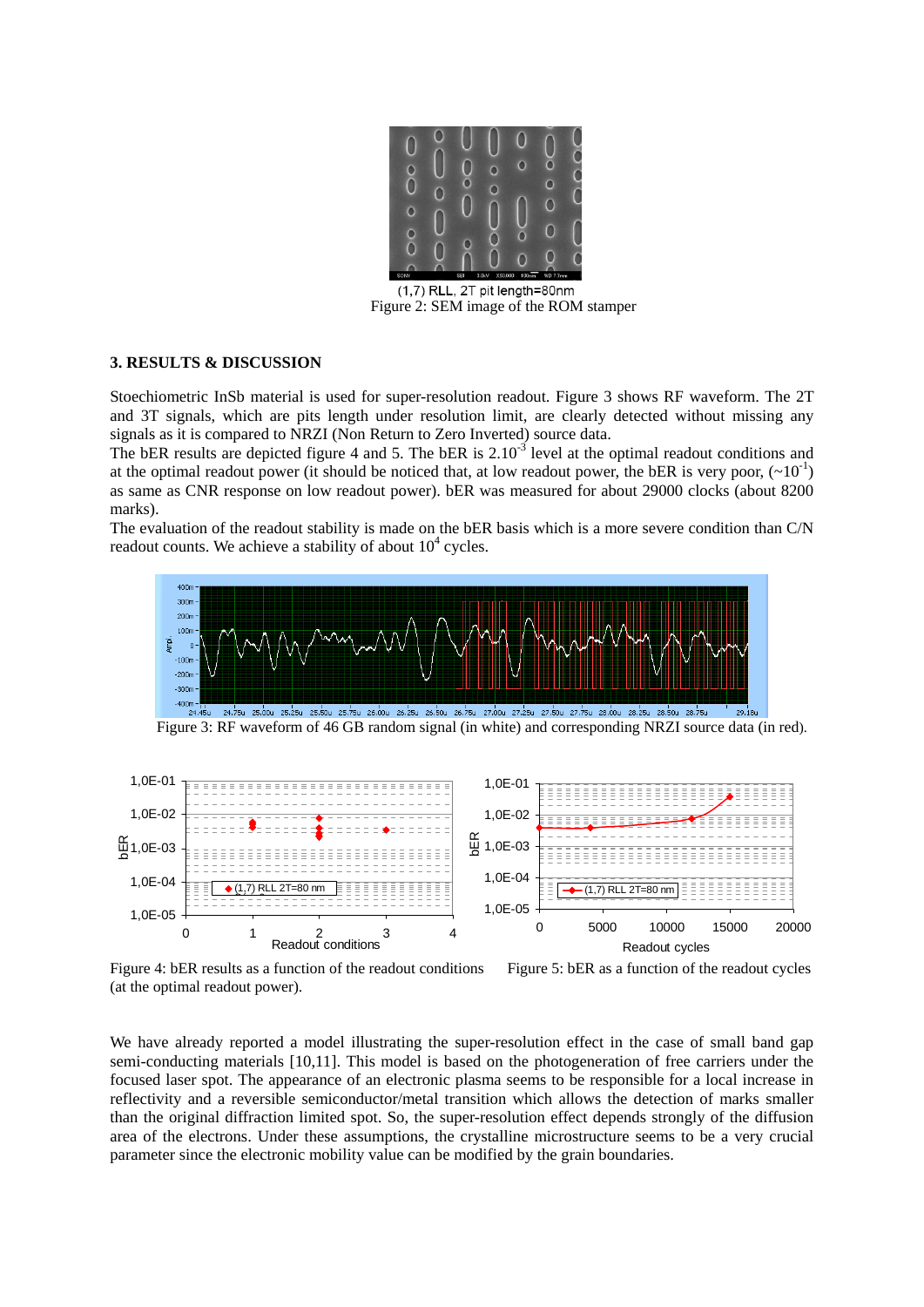(1,7) RLL, 2T pit length=80nm

Figure 2: SEM image of the ROM stamper

## 3. RESULTS & DISCUSSION

Stoechiometric InSb material is used for super-resolution readout. Figure 3 shows RF waveform. The 2T and 3T signals, which are pits length under resolution limit, are clearly detected without missing any signals as it is compared to NRZI (Non Return to Zero Inverted) source data.

The bER results are depicted figure 4 and 5. The bER is $2.10^{-3}$ level at the optimal readout conditions and at the optimal readout power (it should be noticed that, at low readout power, the bER is very poor, ($\sim 10^{-1}$) as same as CNR response on low readout power). bER was measured for about 29000 clocks (about 8200 marks).

The evaluation of the readout stability is made on the bER basis which is a more severe condition than C/N readout counts. We achieve a stability of about $10^4$ cycles.

Figure 3: RF waveform of 46 GB random signal (in white) and corresponding NRZI source data (in red).

Figure 4: bER results as a function of the readout conditions (at the optimal readout power).

Figure 5: bER as a function of the readout cycles

We have already reported a model illustrating the super-resolution effect in the case of small band gap semi-conducting materials [10,11]. This model is based on the photogeneration of free carriers under the focused laser spot. The appearance of an electronic plasma seems to be responsible for a local increase in reflectivity and a reversible semiconductor/metal transition which allows the detection of marks smaller than the original diffraction limited spot. So, the super-resolution effect depends strongly of the diffusion area of the electrons. Under these assumptions, the crystalline microstructure seems to be a very crucial parameter since the electronic mobility value can be modified by the grain boundaries.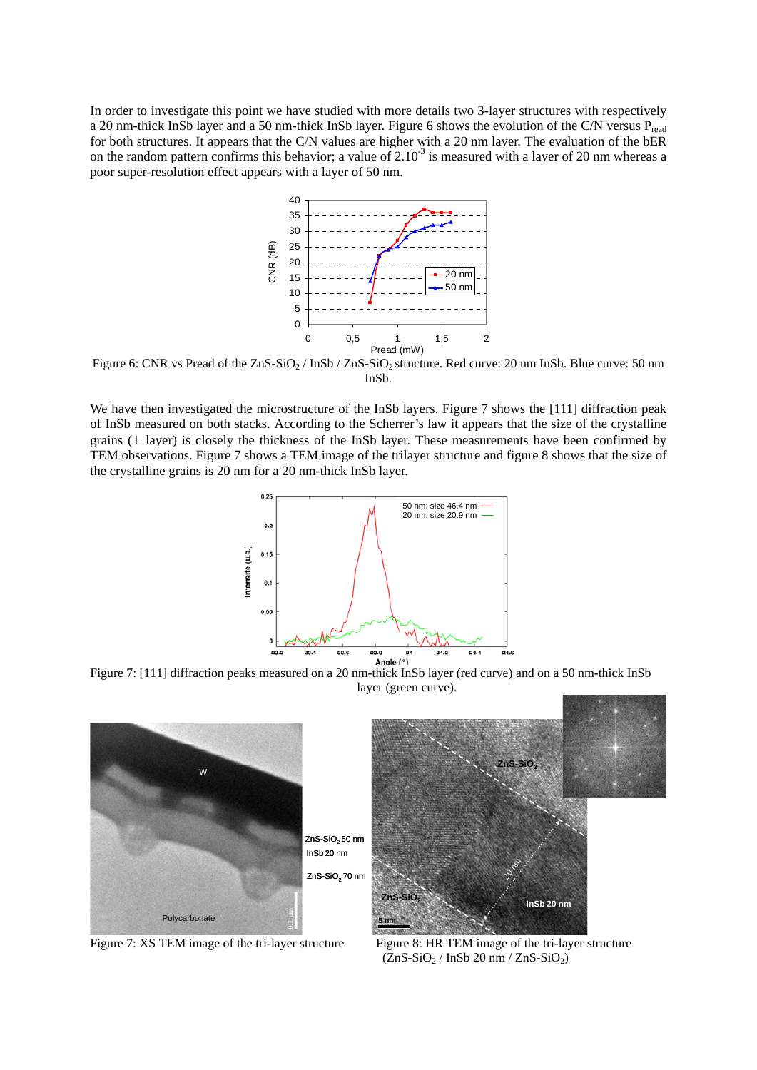In order to investigate this point we have studied with more details two 3-layer structures with respectively a 20 nm-thick InSb layer and a 50 nm-thick InSb layer. Figure 6 shows the evolution of the C/N versus $P_{read}$ for both structures. It appears that the C/N values are higher with a 20 nm layer. The evaluation of the bER on the random pattern confirms this behavior; a value of $2.10^{-3}$ is measured with a layer of 20 nm whereas a poor super-resolution effect appears with a layer of 50 nm.

Figure 6: CNR vs Pread of the ZnS-$SiO_2$ / InSb / ZnS-$SiO_2$ structure. Red curve: 20 nm InSb. Blue curve: 50 nm InSb.

We have then investigated the microstructure of the InSb layers. Figure 7 shows the [111] diffraction peak of InSb measured on both stacks. According to the Scherrer's law it appears that the size of the crystalline grains (⊥ layer) is closely the thickness of the InSb layer. These measurements have been confirmed by TEM observations. Figure 7 shows a TEM image of the trilayer structure and figure 8 shows that the size of the crystalline grains is 20 nm for a 20 nm-thick InSb layer.

Figure 7: [111] diffraction peaks measured on a 20 nm-thick InSb layer (red curve) and on a 50 nm-thick InSb layer (green curve).

Figure 7: XS TEM image of the tri-layer structure

Figure 8: HR TEM image of the tri-layer structure (ZnS-$SiO_2$ / InSb 20 nm / ZnS-$SiO_2$)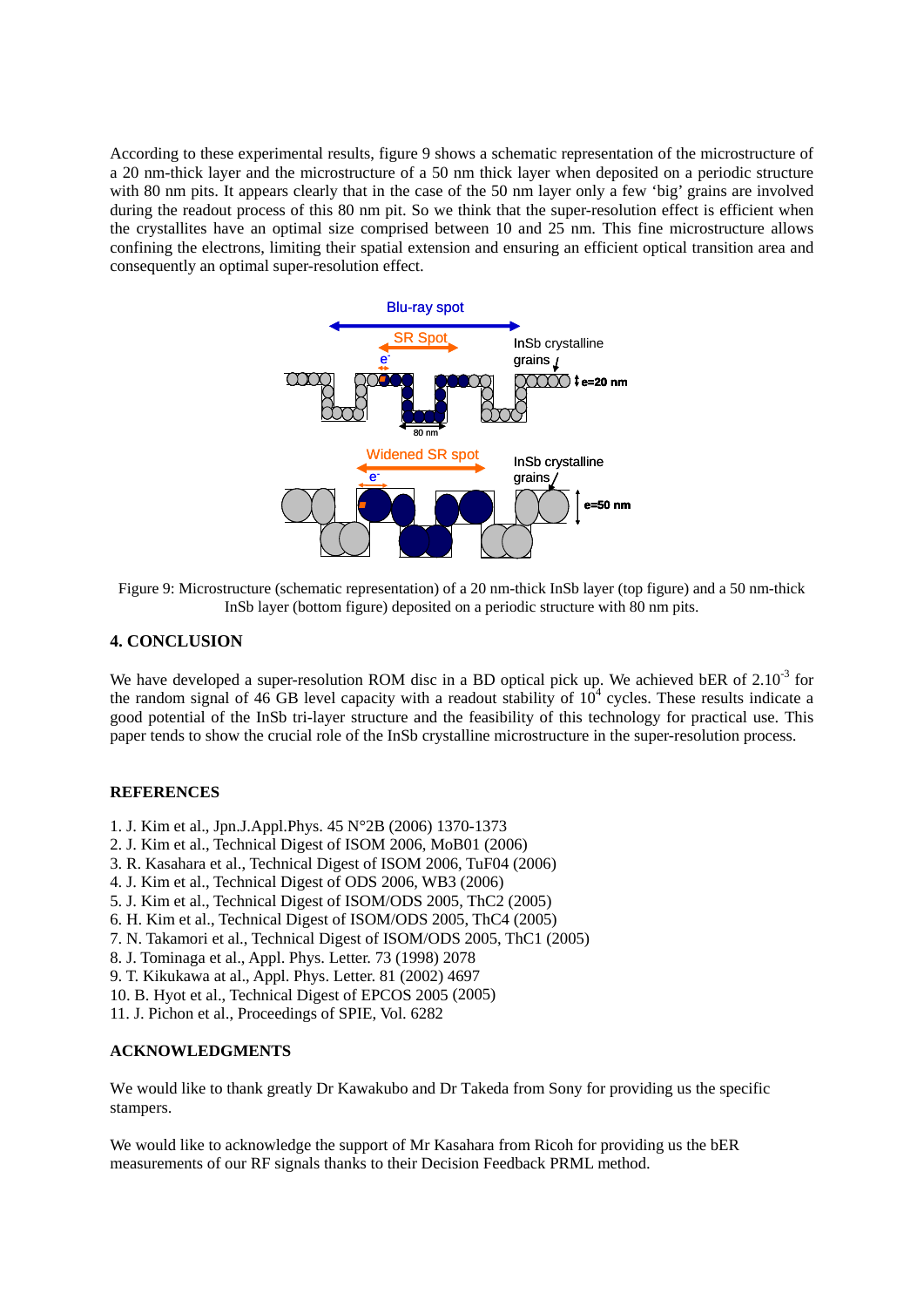According to these experimental results, figure 9 shows a schematic representation of the microstructure of a 20 nm-thick layer and the microstructure of a 50 nm thick layer when deposited on a periodic structure with 80 nm pits. It appears clearly that in the case of the 50 nm layer only a few 'big' grains are involved during the readout process of this 80 nm pit. So we think that the super-resolution effect is efficient when the crystallites have an optimal size comprised between 10 and 25 nm. This fine microstructure allows confining the electrons, limiting their spatial extension and ensuring an efficient optical transition area and consequently an optimal super-resolution effect.

Blu-ray spot

SR Spot

InSb crystalline grains

e=20 nm

80 nm

Widened SR spot

InSb crystalline grains

e=50 nm

Figure 9: Microstructure (schematic representation) of a 20 nm-thick InSb layer (top figure) and a 50 nm-thick InSb layer (bottom figure) deposited on a periodic structure with 80 nm pits.

## 4. CONCLUSION

We have developed a super-resolution ROM disc in a BD optical pick up. We achieved bER of $2.10^{-3}$ for the random signal of 46 GB level capacity with a readout stability of $10^4$ cycles. These results indicate a good potential of the InSb tri-layer structure and the feasibility of this technology for practical use. This paper tends to show the crucial role of the InSb crystalline microstructure in the super-resolution process.

## REFERENCES

1. J. Kim et al., Jpn.J.Appl.Phys. 45 N°2B (2006) 1370-1373
2. J. Kim et al., Technical Digest of ISOM 2006, MoB01 (2006)
3. R. Kasahara et al., Technical Digest of ISOM 2006, TuF04 (2006)
4. J. Kim et al., Technical Digest of ODS 2006, WB3 (2006)
5. J. Kim et al., Technical Digest of ISOM/ODS 2005, ThC2 (2005)
6. H. Kim et al., Technical Digest of ISOM/ODS 2005, ThC4 (2005)
7. N. Takamori et al., Technical Digest of ISOM/ODS 2005, ThC1 (2005)
8. J. Tominaga et al., Appl. Phys. Letter. 73 (1998) 2078
9. T. Kikukawa at al., Appl. Phys. Letter. 81 (2002) 4697
10. B. Hyot et al., Technical Digest of EPCOS 2005 (2005)
11. J. Pichon et al., Proceedings of SPIE, Vol. 6282

## ACKNOWLEDGMENTS

We would like to thank greatly Dr Kawakubo and Dr Takeda from Sony for providing us the specific stampers.

We would like to acknowledge the support of Mr Kasahara from Ricoh for providing us the bER measurements of our RF signals thanks to their Decision Feedback PRML method.